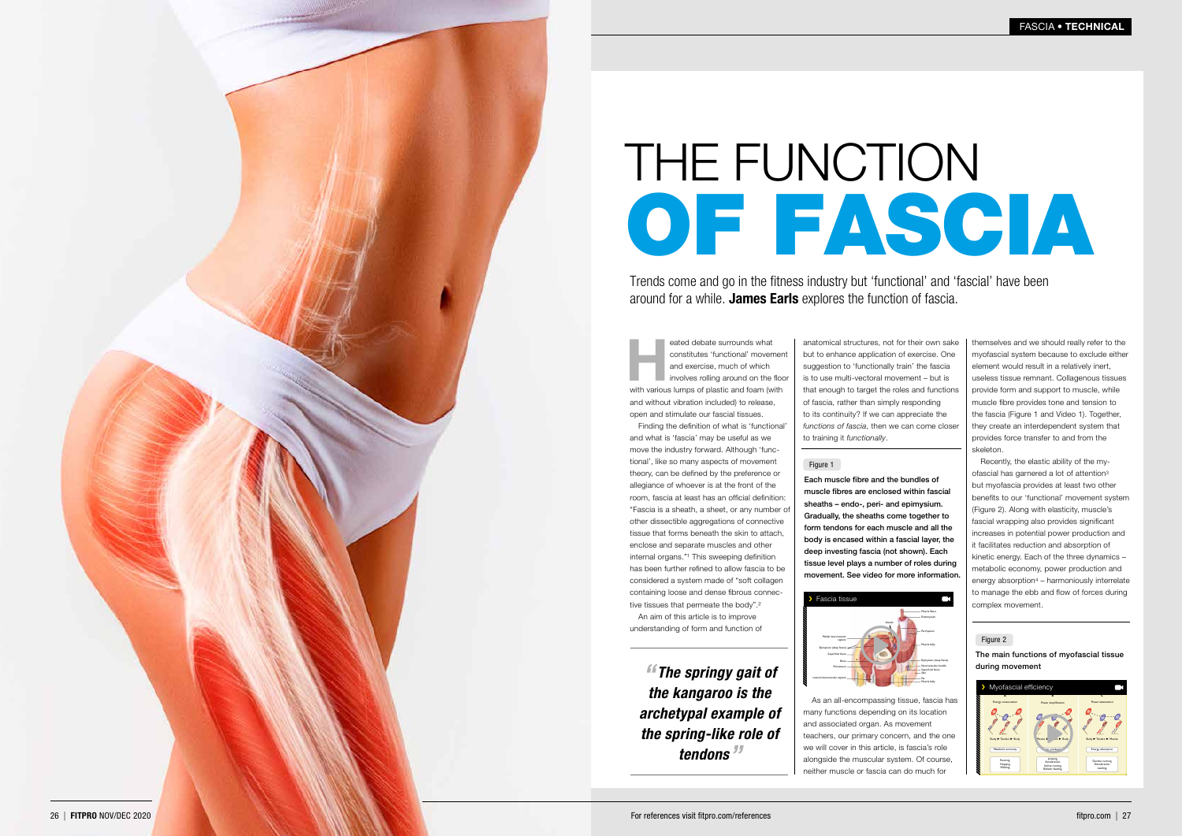# THE FUNCTION OF FASCIA

Trends come and go in the fitness industry but 'functional' and 'fascial' have been around for a while. **James Earls** explores the function of fascia.

Heated debate surrounds what constitutes 'functional' movement and exercise, much of which involves rolling around on the floor with various lumps of plastic and foam (with and without vibration included) to release, open and stimulate our fascial tissues.

Finding the definition of what is 'functional' and what is 'fascia' may be useful as we move the industry forward. Although 'functional', like so many aspects of movement theory, can be defined by the preference or allegiance of whoever is at the front of the room, fascia at least has an official definition: "Fascia is a sheath, a sheet, or any number of other dissectible aggregations of connective tissue that forms beneath the skin to attach, enclose and separate muscles and other internal organs."[1] This sweeping definition has been further refined to allow fascia to be considered a system made of "soft collagen containing loose and dense fibrous connective tissues that permeate the body".[2]

An aim of this article is to improve understanding of form and function of anatomical structures, not for their own sake but to enhance application of exercise. One suggestion to 'functionally train' the fascia is to use multi-vectoral movement – but is that enough to target the roles and functions of fascia, rather than simply responding to its continuity? If we can appreciate the *functions of fascia*, then we can come closer to training it *functionally*.

> ***"The springy gait of the kangaroo is the archetypal example of the spring-like role of tendons"***

Figure 1

**Each muscle fibre and the bundles of muscle fibres are enclosed within fascial sheaths – endo-, peri- and epimysium. Gradually, the sheaths come together to form tendons for each muscle and all the body is encased within a fascial layer, the deep investing fascia (not shown). Each tissue level plays a number of roles during movement. See video for more information.**

Fascia tissue

As an all-encompassing tissue, fascia has many functions depending on its location and associated organ. As movement teachers, our primary concern, and the one we will cover in this article, is fascia's role alongside the muscular system. Of course, neither muscle or fascia can do much for themselves and we should really refer to the myofascial system because to exclude either element would result in a relatively inert, useless tissue remnant. Collagenous tissues provide form and support to muscle, while muscle fibre provides tone and tension to the fascia (Figure 1 and Video 1). Together, they create an interdependent system that provides force transfer to and from the skeleton.

Recently, the elastic ability of the myofascial has garnered a lot of attention[3] but myofascia provides at least two other benefits to our 'functional' movement system (Figure 2). Along with elasticity, muscle's fascial wrapping also provides significant increases in potential power production and it facilitates reduction and absorption of kinetic energy. Each of the three dynamics – metabolic economy, power production and energy absorption[4] – harmoniously interrelate to manage the ebb and flow of forces during complex movement.

Figure 2

**The main functions of myofascial tissue during movement**

Myofascial efficiency

For references visit fitpro.com/references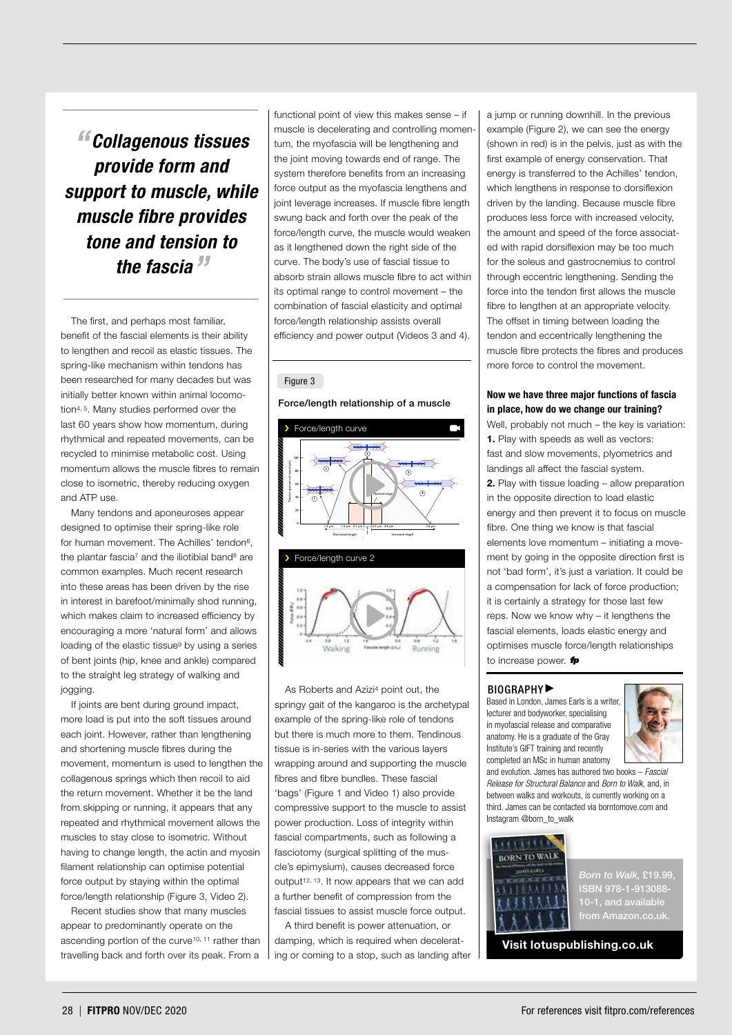> *"Collagenous tissues provide form and support to muscle, while muscle fibre provides tone and tension to the fascia"*

The first, and perhaps most familiar, benefit of the fascial elements is their ability to lengthen and recoil as elastic tissues. The spring-like mechanism within tendons has been researched for many decades but was initially better known within animal locomotion[4, 5]. Many studies performed over the last 60 years show how momentum, during rhythmical and repeated movements, can be recycled to minimise metabolic cost. Using momentum allows the muscle fibres to remain close to isometric, thereby reducing oxygen and ATP use.

Many tendons and aponeuroses appear designed to optimise their spring-like role for human movement. The Achilles' tendon[6], the plantar fascia[7] and the iliotibial band[8] are common examples. Much recent research into these areas has been driven by the rise in interest in barefoot/minimally shod running, which makes claim to increased efficiency by encouraging a more 'natural form' and allows loading of the elastic tissue[9] by using a series of bent joints (hip, knee and ankle) compared to the straight leg strategy of walking and jogging.

If joints are bent during ground impact, more load is put into the soft tissues around each joint. However, rather than lengthening and shortening muscle fibres during the movement, momentum is used to lengthen the collagenous springs which then recoil to aid the return movement. Whether it be the land from skipping or running, it appears that any repeated and rhythmical movement allows the muscles to stay close to isometric. Without having to change length, the actin and myosin filament relationship can optimise potential force output by staying within the optimal force/length relationship (Figure 3, Video 2).

Recent studies show that many muscles appear to predominantly operate on the ascending portion of the curve[10, 11] rather than travelling back and forth over its peak. From a functional point of view this makes sense – if muscle is decelerating and controlling momentum, the myofascia will be lengthening and the joint moving towards end of range. The system therefore benefits from an increasing force output as the myofascia lengthens and joint leverage increases. If muscle fibre length swung back and forth over the peak of the force/length curve, the muscle would weaken as it lengthened down the right side of the curve. The body's use of fascial tissue to absorb strain allows muscle fibre to act within its optimal range to control movement – the combination of fascial elasticity and optimal force/length relationship assists overall efficiency and power output (Videos 3 and 4).

Figure 3

**Force/length relationship of a muscle**

Force/length curve

Force/length curve 2

Walking

Running

As Roberts and Azizi[4] point out, the springy gait of the kangaroo is the archetypal example of the spring-like role of tendons but there is much more to them. Tendinous tissue is in-series with the various layers wrapping around and supporting the muscle fibres and fibre bundles. These fascial 'bags' (Figure 1 and Video 1) also provide compressive support to the muscle to assist power production. Loss of integrity within fascial compartments, such as following a fasciotomy (surgical splitting of the muscle's epimysium), causes decreased force output[12, 13]. It now appears that we can add a further benefit of compression from the fascial tissues to assist muscle force output.

A third benefit is power attenuation, or damping, which is required when decelerating or coming to a stop, such as landing after a jump or running downhill. In the previous example (Figure 2), we can see the energy (shown in red) is in the pelvis, just as with the first example of energy conservation. That energy is transferred to the Achilles' tendon, which lengthens in response to dorsiflexion driven by the landing. Because muscle fibre produces less force with increased velocity, the amount and speed of the force associated with rapid dorsiflexion may be too much for the soleus and gastrocnemius to control through eccentric lengthening. Sending the force into the tendon first allows the muscle fibre to lengthen at an appropriate velocity. The offset in timing between loading the tendon and eccentrically lengthening the muscle fibre protects the fibres and produces more force to control the movement.

### Now we have three major functions of fascia in place, how do we change our training?

Well, probably not much – the key is variation:

**1.** Play with speeds as well as vectors: fast and slow movements, plyometrics and landings all affect the fascial system.

**2.** Play with tissue loading – allow preparation in the opposite direction to load elastic energy and then prevent it to focus on muscle fibre. One thing we know is that fascial elements love momentum – initiating a movement by going in the opposite direction first is not 'bad form', it's just a variation. It could be a compensation for lack of force production; it is certainly a strategy for those last few reps. Now we know why – it lengthens the fascial elements, loads elastic energy and optimises muscle force/length relationships to increase power. *fp*

### BIOGRAPHY

Based in London, James Earls is a writer, lecturer and bodyworker, specialising in myofascial release and comparative anatomy. He is a graduate of the Gray Institute's GIFT training and recently completed an MSc in human anatomy and evolution. James has authored two books – *Fascial Release for Structural Balance* and *Born to Walk*, and, in between walks and workouts, is currently working on a third. James can be contacted via borntomove.com and Instagram @born_to_walk

*Born to Walk*, £19.99, ISBN 978-1-913088-10-1, and available from Amazon.co.uk.

**Visit lotuspublishing.co.uk**

For references visit fitpro.com/references